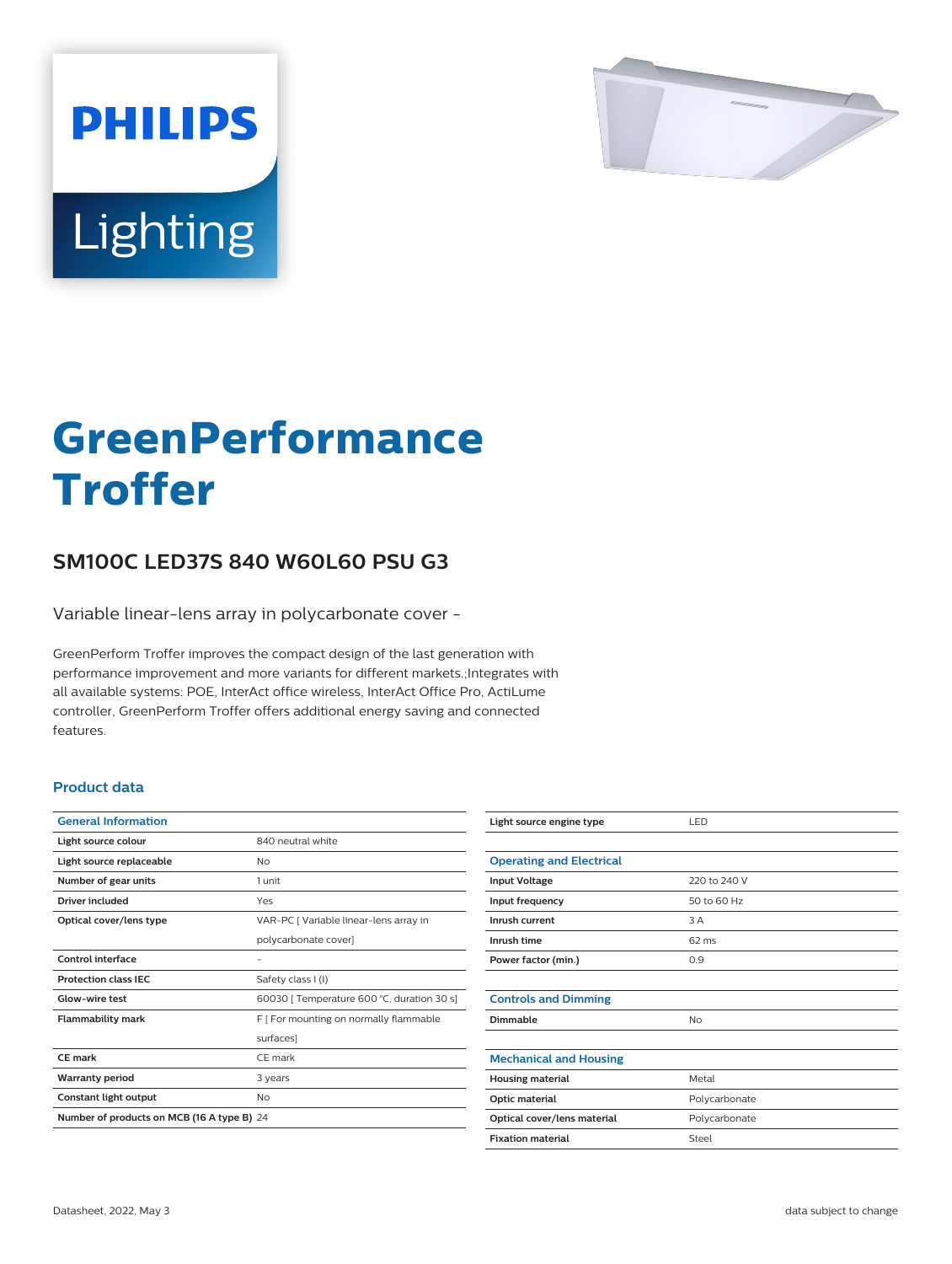# GreenPerformance Troffer

## SM100C LED37S 840 W60L60 PSU G3

Variable linear-lens array in polycarbonate cover -

GreenPerform Troffer improves the compact design of the last generation with performance improvement and more variants for different markets.;Integrates with all available systems: POE, InterAct office wireless, InterAct Office Pro, ActiLume controller, GreenPerform Troffer offers additional energy saving and connected features.

### Product data

| General Information | |
|---|---|
| Light source colour | 840 neutral white |
| Light source replaceable | No |
| Number of gear units | 1 unit |
| Driver included | Yes |
| Optical cover/lens type | VAR-PC [ Variable linear-lens array in polycarbonate cover] |
| Control interface | - |
| Protection class IEC | Safety class I (I) |
| Glow-wire test | 60030 [ Temperature 600 °C, duration 30 s] |
| Flammability mark | F [ For mounting on normally flammable surfaces] |
| CE mark | CE mark |
| Warranty period | 3 years |
| Constant light output | No |
| Number of products on MCB (16 A type B) | 24 |
| Light source engine type | LED |

| Operating and Electrical | |
|---|---|
| Input Voltage | 220 to 240 V |
| Input frequency | 50 to 60 Hz |
| Inrush current | 3 A |
| Inrush time | 62 ms |
| Power factor (min.) | 0.9 |

| Controls and Dimming | |
|---|---|
| Dimmable | No |

| Mechanical and Housing | |
|---|---|
| Housing material | Metal |
| Optic material | Polycarbonate |
| Optical cover/lens material | Polycarbonate |
| Fixation material | Steel |

Datasheet, 2022, May 3

data subject to change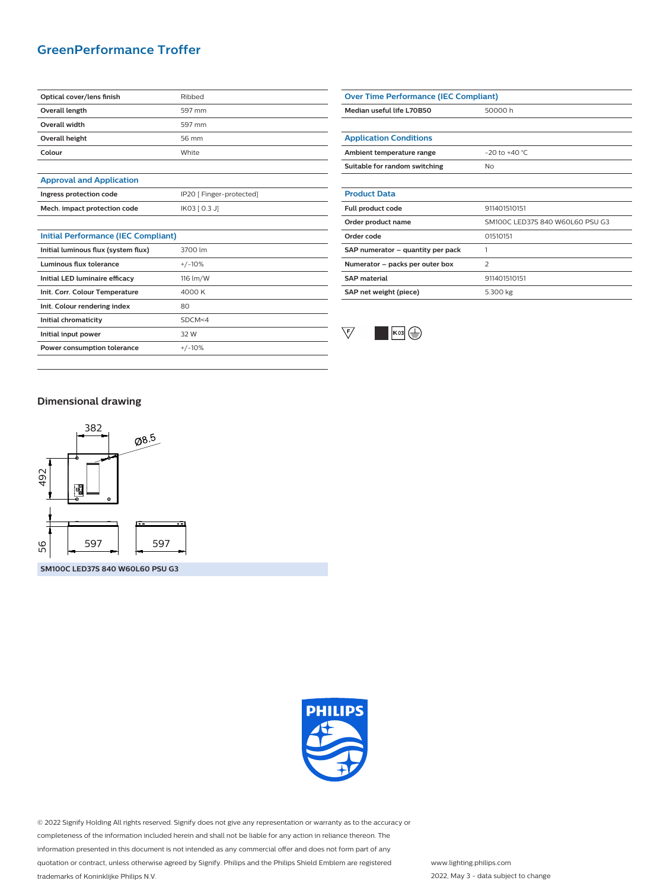## GreenPerformance Troffer

| | |
|---|---|
| Optical cover/lens finish | Ribbed |
| Overall length | 597 mm |
| Overall width | 597 mm |
| Overall height | 56 mm |
| Colour | White |

### Approval and Application

| | |
|---|---|
| Ingress protection code | IP20 [ Finger-protected] |
| Mech. impact protection code | IK03 [ 0.3 J] |

### Initial Performance (IEC Compliant)

| | |
|---|---|
| Initial luminous flux (system flux) | 3700 lm |
| Luminous flux tolerance | +/-10% |
| Initial LED luminaire efficacy | 116 lm/W |
| Init. Corr. Colour Temperature | 4000 K |
| Init. Colour rendering index | 80 |
| Initial chromaticity | SDCM<4 |
| Initial input power | 32 W |
| Power consumption tolerance | +/-10% |

### Over Time Performance (IEC Compliant)

| | |
|---|---|
| Median useful life L70B50 | 50000 h |

### Application Conditions

| | |
|---|---|
| Ambient temperature range | -20 to +40 °C |
| Suitable for random switching | No |

### Product Data

| | |
|---|---|
| Full product code | 911401510151 |
| Order product name | SM100C LED37S 840 W60L60 PSU G3 |
| Order code | 01510151 |
| SAP numerator – quantity per pack | 1 |
| Numerator – packs per outer box | 2 |
| SAP material | 911401510151 |
| SAP net weight (piece) | 5.300 kg |

## Dimensional drawing

382

Ø8.5

492

56

597

597

SM100C LED37S 840 W60L60 PSU G3

© 2022 Signify Holding All rights reserved. Signify does not give any representation or warranty as to the accuracy or completeness of the information included herein and shall not be liable for any action in reliance thereon. The information presented in this document is not intended as any commercial offer and does not form part of any quotation or contract, unless otherwise agreed by Signify. Philips and the Philips Shield Emblem are registered trademarks of Koninklijke Philips N.V.

www.lighting.philips.com

2022, May 3 - data subject to change